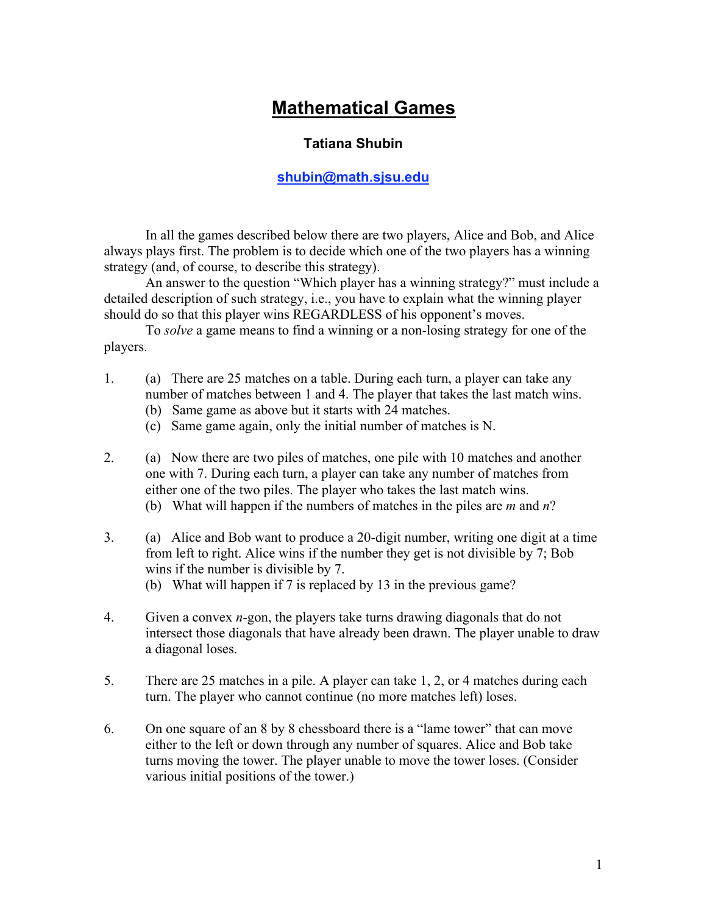# Mathematical Games

**Tatiana Shubin**

**shubin@math.sjsu.edu**

In all the games described below there are two players, Alice and Bob, and Alice always plays first. The problem is to decide which one of the two players has a winning strategy (and, of course, to describe this strategy).

An answer to the question "Which player has a winning strategy?" must include a detailed description of such strategy, i.e., you have to explain what the winning player should do so that this player wins REGARDLESS of his opponent's moves.

To *solve* a game means to find a winning or a non-losing strategy for one of the players.

1. (a) There are 25 matches on a table. During each turn, a player can take any number of matches between 1 and 4. The player that takes the last match wins.
   (b) Same game as above but it starts with 24 matches.
   (c) Same game again, only the initial number of matches is N.

2. (a) Now there are two piles of matches, one pile with 10 matches and another one with 7. During each turn, a player can take any number of matches from either one of the two piles. The player who takes the last match wins.
   (b) What will happen if the numbers of matches in the piles are $m$ and $n$?

3. (a) Alice and Bob want to produce a 20-digit number, writing one digit at a time from left to right. Alice wins if the number they get is not divisible by 7; Bob wins if the number is divisible by 7.
   (b) What will happen if 7 is replaced by 13 in the previous game?

4. Given a convex $n$-gon, the players take turns drawing diagonals that do not intersect those diagonals that have already been drawn. The player unable to draw a diagonal loses.

5. There are 25 matches in a pile. A player can take 1, 2, or 4 matches during each turn. The player who cannot continue (no more matches left) loses.

6. On one square of an 8 by 8 chessboard there is a "lame tower" that can move either to the left or down through any number of squares. Alice and Bob take turns moving the tower. The player unable to move the tower loses. (Consider various initial positions of the tower.)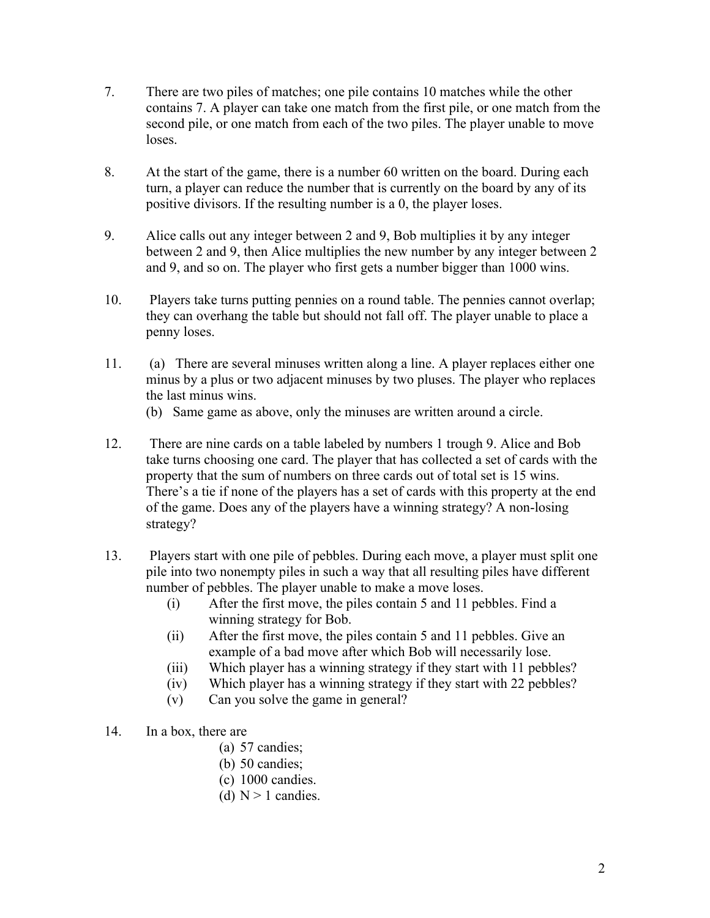7. There are two piles of matches; one pile contains 10 matches while the other contains 7. A player can take one match from the first pile, or one match from the second pile, or one match from each of the two piles. The player unable to move loses.

8. At the start of the game, there is a number 60 written on the board. During each turn, a player can reduce the number that is currently on the board by any of its positive divisors. If the resulting number is a 0, the player loses.

9. Alice calls out any integer between 2 and 9, Bob multiplies it by any integer between 2 and 9, then Alice multiplies the new number by any integer between 2 and 9, and so on. The player who first gets a number bigger than 1000 wins.

10. Players take turns putting pennies on a round table. The pennies cannot overlap; they can overhang the table but should not fall off. The player unable to place a penny loses.

11. (a) There are several minuses written along a line. A player replaces either one minus by a plus or two adjacent minuses by two pluses. The player who replaces the last minus wins.
    (b) Same game as above, only the minuses are written around a circle.

12. There are nine cards on a table labeled by numbers 1 trough 9. Alice and Bob take turns choosing one card. The player that has collected a set of cards with the property that the sum of numbers on three cards out of total set is 15 wins. There's a tie if none of the players has a set of cards with this property at the end of the game. Does any of the players have a winning strategy? A non-losing strategy?

13. Players start with one pile of pebbles. During each move, a player must split one pile into two nonempty piles in such a way that all resulting piles have different number of pebbles. The player unable to make a move loses.
    (i) After the first move, the piles contain 5 and 11 pebbles. Find a winning strategy for Bob.
    (ii) After the first move, the piles contain 5 and 11 pebbles. Give an example of a bad move after which Bob will necessarily lose.
    (iii) Which player has a winning strategy if they start with 11 pebbles?
    (iv) Which player has a winning strategy if they start with 22 pebbles?
    (v) Can you solve the game in general?

14. In a box, there are
    (a) 57 candies;
    (b) 50 candies;
    (c) 1000 candies.
    (d) $N > 1$ candies.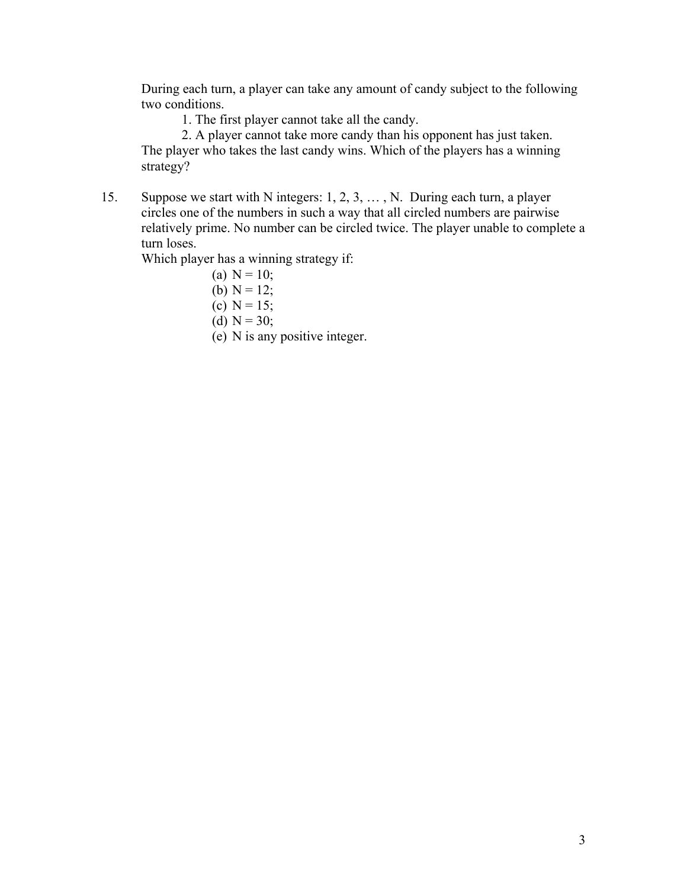During each turn, a player can take any amount of candy subject to the following two conditions.

1. The first player cannot take all the candy.
2. A player cannot take more candy than his opponent has just taken.

The player who takes the last candy wins. Which of the players has a winning strategy?

15. Suppose we start with N integers: 1, 2, 3, … , N. During each turn, a player circles one of the numbers in such a way that all circled numbers are pairwise relatively prime. No number can be circled twice. The player unable to complete a turn loses.

    Which player has a winning strategy if:

    (a) N = 10;
    (b) N = 12;
    (c) N = 15;
    (d) N = 30;
    (e) N is any positive integer.